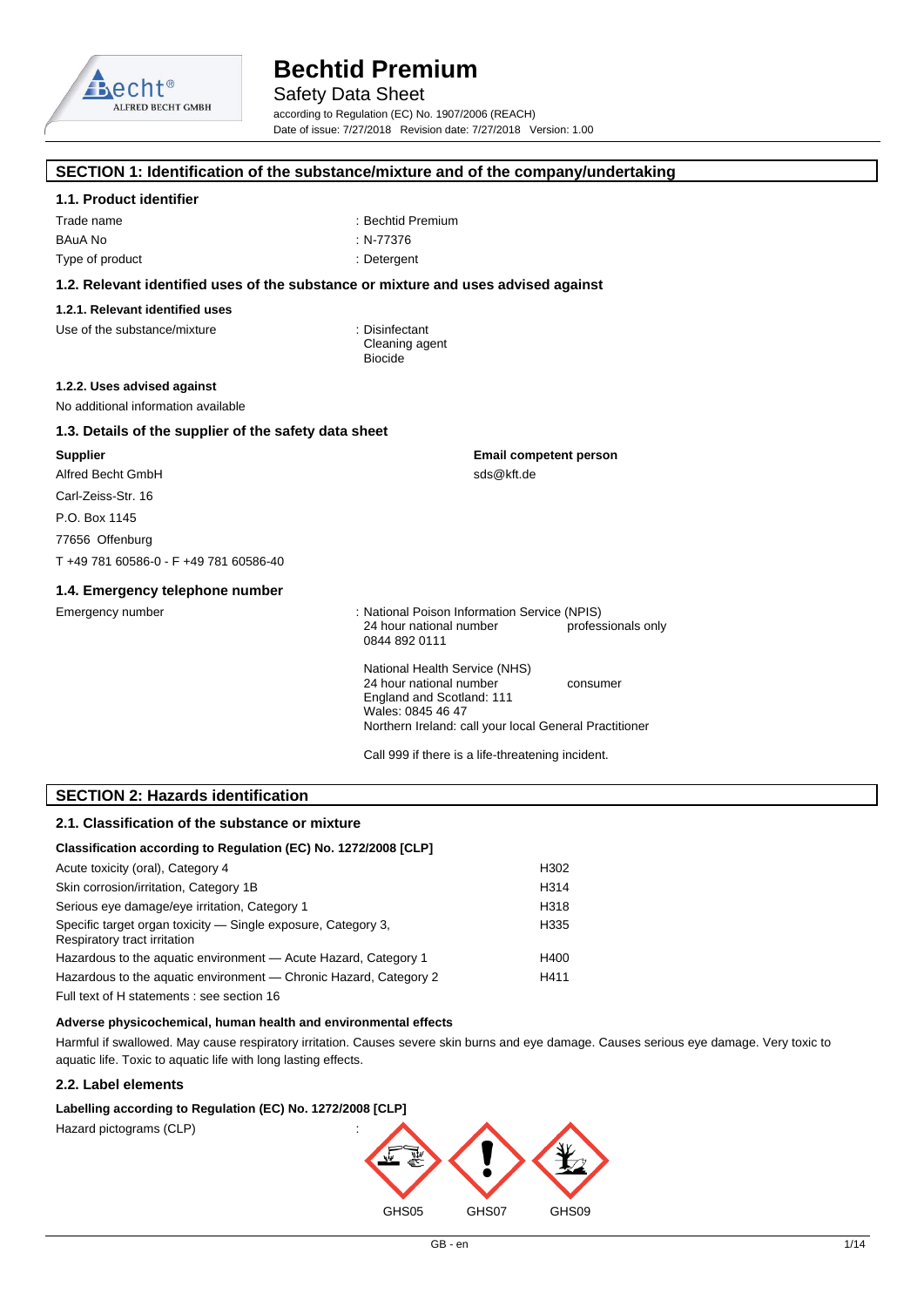# Bechtid Premium

Safety Data Sheet

according to Regulation (EC) No. 1907/2006 (REACH)

Date of issue: 7/27/2018 Revision date: 7/27/2018 Version: 1.00

## SECTION 1: Identification of the substance/mixture and of the company/undertaking

### 1.1. Product identifier

| | |
|---|---|
| Trade name | : Bechtid Premium |
| BAuA No | : N-77376 |
| Type of product | : Detergent |

### 1.2. Relevant identified uses of the substance or mixture and uses advised against

#### 1.2.1. Relevant identified uses

Use of the substance/mixture : Disinfectant
Cleaning agent
Biocide

#### 1.2.2. Uses advised against

No additional information available

### 1.3. Details of the supplier of the safety data sheet

**Supplier**

Alfred Becht GmbH
Carl-Zeiss-Str. 16
P.O. Box 1145
77656 Offenburg
T +49 781 60586-0 - F +49 781 60586-40

**Email competent person**

sds@kft.de

### 1.4. Emergency telephone number

Emergency number : National Poison Information Service (NPIS)
24 hour national number professionals only
0844 892 0111

National Health Service (NHS)
24 hour national number consumer
England and Scotland: 111
Wales: 0845 46 47
Northern Ireland: call your local General Practitioner

Call 999 if there is a life-threatening incident.

## SECTION 2: Hazards identification

### 2.1. Classification of the substance or mixture

**Classification according to Regulation (EC) No. 1272/2008 [CLP]**

| | |
|---|---|
| Acute toxicity (oral), Category 4 | H302 |
| Skin corrosion/irritation, Category 1B | H314 |
| Serious eye damage/eye irritation, Category 1 | H318 |
| Specific target organ toxicity — Single exposure, Category 3, Respiratory tract irritation | H335 |
| Hazardous to the aquatic environment — Acute Hazard, Category 1 | H400 |
| Hazardous to the aquatic environment — Chronic Hazard, Category 2 | H411 |

Full text of H statements : see section 16

**Adverse physicochemical, human health and environmental effects**

Harmful if swallowed. May cause respiratory irritation. Causes severe skin burns and eye damage. Causes serious eye damage. Very toxic to aquatic life. Toxic to aquatic life with long lasting effects.

### 2.2. Label elements

**Labelling according to Regulation (EC) No. 1272/2008 [CLP]**

Hazard pictograms (CLP) :

GHS05 GHS07 GHS09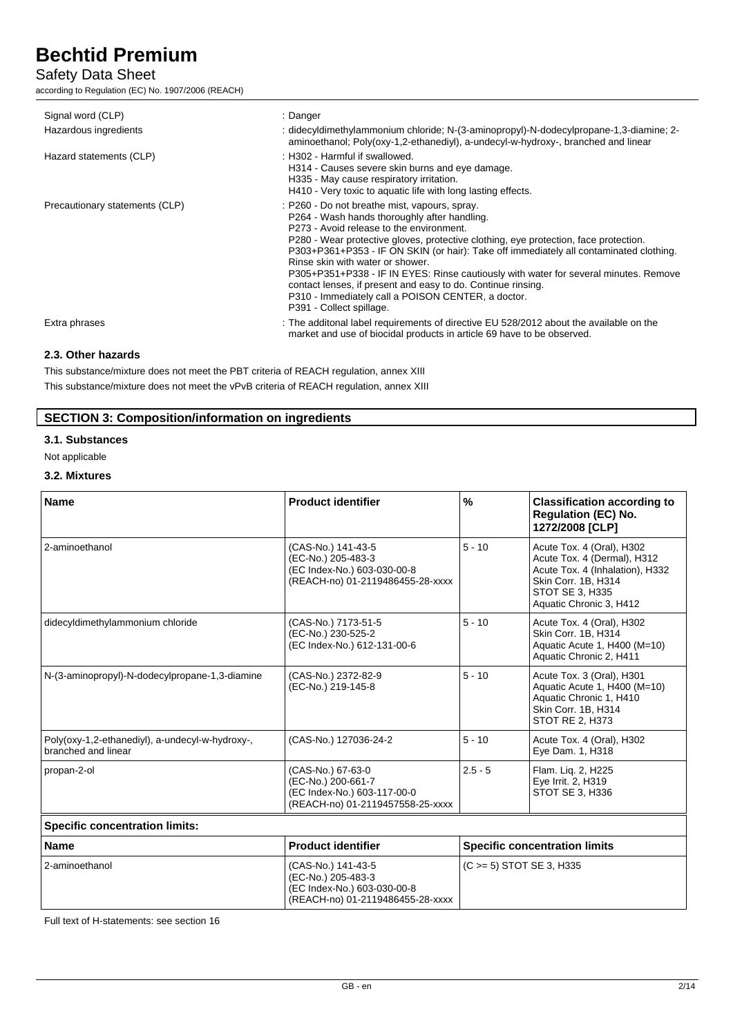| | |
|---|---|
| Signal word (CLP) | : Danger |
| Hazardous ingredients | : didecyldimethylammonium chloride; N-(3-aminopropyl)-N-dodecylpropane-1,3-diamine; 2-aminoethanol; Poly(oxy-1,2-ethanediyl), a-undecyl-w-hydroxy-, branched and linear |
| Hazard statements (CLP) | : H302 - Harmful if swallowed.<br>H314 - Causes severe skin burns and eye damage.<br>H335 - May cause respiratory irritation.<br>H410 - Very toxic to aquatic life with long lasting effects. |
| Precautionary statements (CLP) | : P260 - Do not breathe mist, vapours, spray.<br>P264 - Wash hands thoroughly after handling.<br>P273 - Avoid release to the environment.<br>P280 - Wear protective gloves, protective clothing, eye protection, face protection.<br>P303+P361+P353 - IF ON SKIN (or hair): Take off immediately all contaminated clothing. Rinse skin with water or shower.<br>P305+P351+P338 - IF IN EYES: Rinse cautiously with water for several minutes. Remove contact lenses, if present and easy to do. Continue rinsing.<br>P310 - Immediately call a POISON CENTER, a doctor.<br>P391 - Collect spillage. |
| Extra phrases | : The additonal label requirements of directive EU 528/2012 about the available on the market and use of biocidal products in article 69 have to be observed. |

### 2.3. Other hazards

This substance/mixture does not meet the PBT criteria of REACH regulation, annex XIII

This substance/mixture does not meet the vPvB criteria of REACH regulation, annex XIII

## SECTION 3: Composition/information on ingredients

### 3.1. Substances

Not applicable

### 3.2. Mixtures

| Name | Product identifier | % | Classification according to Regulation (EC) No. 1272/2008 [CLP] |
|---|---|---|---|
| 2-aminoethanol | (CAS-No.) 141-43-5<br>(EC-No.) 205-483-3<br>(EC Index-No.) 603-030-00-8<br>(REACH-no) 01-2119486455-28-xxxx | 5 - 10 | Acute Tox. 4 (Oral), H302<br>Acute Tox. 4 (Dermal), H312<br>Acute Tox. 4 (Inhalation), H332<br>Skin Corr. 1B, H314<br>STOT SE 3, H335<br>Aquatic Chronic 3, H412 |
| didecyldimethylammonium chloride | (CAS-No.) 7173-51-5<br>(EC-No.) 230-525-2<br>(EC Index-No.) 612-131-00-6 | 5 - 10 | Acute Tox. 4 (Oral), H302<br>Skin Corr. 1B, H314<br>Aquatic Acute 1, H400 (M=10)<br>Aquatic Chronic 2, H411 |
| N-(3-aminopropyl)-N-dodecylpropane-1,3-diamine | (CAS-No.) 2372-82-9<br>(EC-No.) 219-145-8 | 5 - 10 | Acute Tox. 3 (Oral), H301<br>Aquatic Acute 1, H400 (M=10)<br>Aquatic Chronic 1, H410<br>Skin Corr. 1B, H314<br>STOT RE 2, H373 |
| Poly(oxy-1,2-ethanediyl), a-undecyl-w-hydroxy-, branched and linear | (CAS-No.) 127036-24-2 | 5 - 10 | Acute Tox. 4 (Oral), H302<br>Eye Dam. 1, H318 |
| propan-2-ol | (CAS-No.) 67-63-0<br>(EC-No.) 200-661-7<br>(EC Index-No.) 603-117-00-0<br>(REACH-no) 01-2119457558-25-xxxx | 2.5 - 5 | Flam. Liq. 2, H225<br>Eye Irrit. 2, H319<br>STOT SE 3, H336 |

**Specific concentration limits:**

| Name | Product identifier | Specific concentration limits |
|---|---|---|
| 2-aminoethanol | (CAS-No.) 141-43-5<br>(EC-No.) 205-483-3<br>(EC Index-No.) 603-030-00-8<br>(REACH-no) 01-2119486455-28-xxxx | (C >= 5) STOT SE 3, H335 |

Full text of H-statements: see section 16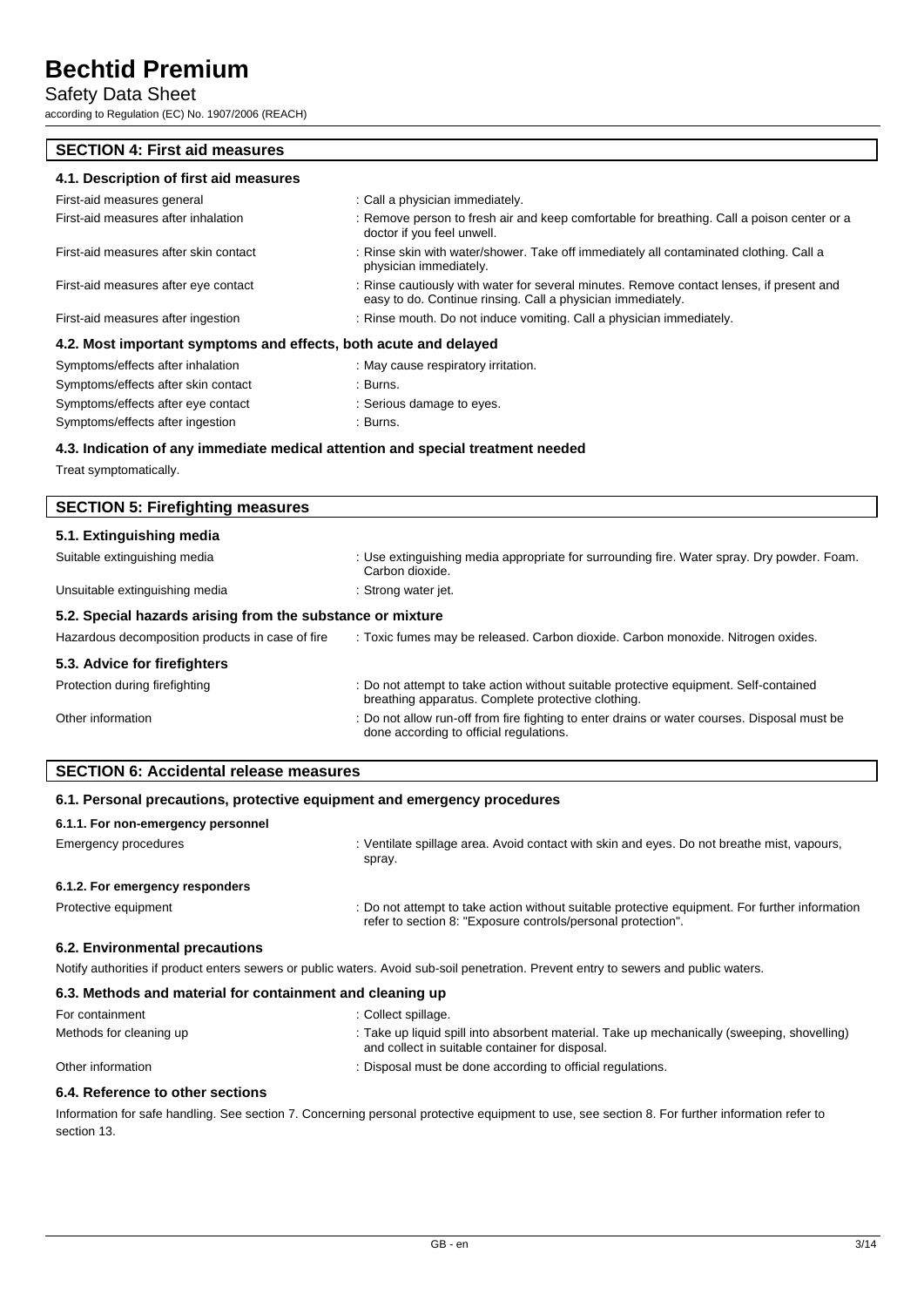## SECTION 4: First aid measures

### 4.1. Description of first aid measures

| | |
|---|---|
| First-aid measures general | : Call a physician immediately. |
| First-aid measures after inhalation | : Remove person to fresh air and keep comfortable for breathing. Call a poison center or a doctor if you feel unwell. |
| First-aid measures after skin contact | : Rinse skin with water/shower. Take off immediately all contaminated clothing. Call a physician immediately. |
| First-aid measures after eye contact | : Rinse cautiously with water for several minutes. Remove contact lenses, if present and easy to do. Continue rinsing. Call a physician immediately. |
| First-aid measures after ingestion | : Rinse mouth. Do not induce vomiting. Call a physician immediately. |

### 4.2. Most important symptoms and effects, both acute and delayed

| | |
|---|---|
| Symptoms/effects after inhalation | : May cause respiratory irritation. |
| Symptoms/effects after skin contact | : Burns. |
| Symptoms/effects after eye contact | : Serious damage to eyes. |
| Symptoms/effects after ingestion | : Burns. |

### 4.3. Indication of any immediate medical attention and special treatment needed

Treat symptomatically.

## SECTION 5: Firefighting measures

### 5.1. Extinguishing media

| | |
|---|---|
| Suitable extinguishing media | : Use extinguishing media appropriate for surrounding fire. Water spray. Dry powder. Foam. Carbon dioxide. |
| Unsuitable extinguishing media | : Strong water jet. |

### 5.2. Special hazards arising from the substance or mixture

| | |
|---|---|
| Hazardous decomposition products in case of fire | : Toxic fumes may be released. Carbon dioxide. Carbon monoxide. Nitrogen oxides. |

### 5.3. Advice for firefighters

| | |
|---|---|
| Protection during firefighting | : Do not attempt to take action without suitable protective equipment. Self-contained breathing apparatus. Complete protective clothing. |
| Other information | : Do not allow run-off from fire fighting to enter drains or water courses. Disposal must be done according to official regulations. |

## SECTION 6: Accidental release measures

### 6.1. Personal precautions, protective equipment and emergency procedures

#### 6.1.1. For non-emergency personnel

| | |
|---|---|
| Emergency procedures | : Ventilate spillage area. Avoid contact with skin and eyes. Do not breathe mist, vapours, spray. |

#### 6.1.2. For emergency responders

| | |
|---|---|
| Protective equipment | : Do not attempt to take action without suitable protective equipment. For further information refer to section 8: "Exposure controls/personal protection". |

### 6.2. Environmental precautions

Notify authorities if product enters sewers or public waters. Avoid sub-soil penetration. Prevent entry to sewers and public waters.

### 6.3. Methods and material for containment and cleaning up

| | |
|---|---|
| For containment | : Collect spillage. |
| Methods for cleaning up | : Take up liquid spill into absorbent material. Take up mechanically (sweeping, shovelling) and collect in suitable container for disposal. |
| Other information | : Disposal must be done according to official regulations. |

### 6.4. Reference to other sections

Information for safe handling. See section 7. Concerning personal protective equipment to use, see section 8. For further information refer to section 13.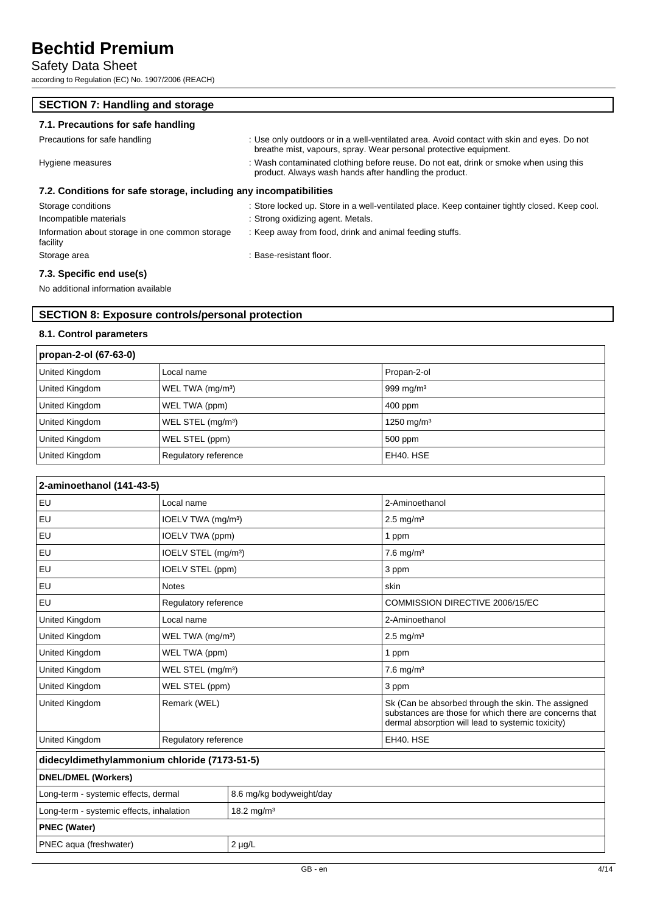## SECTION 7: Handling and storage

### 7.1. Precautions for safe handling

Precautions for safe handling : Use only outdoors or in a well-ventilated area. Avoid contact with skin and eyes. Do not breathe mist, vapours, spray. Wear personal protective equipment.

Hygiene measures : Wash contaminated clothing before reuse. Do not eat, drink or smoke when using this product. Always wash hands after handling the product.

### 7.2. Conditions for safe storage, including any incompatibilities

Storage conditions : Store locked up. Store in a well-ventilated place. Keep container tightly closed. Keep cool.

Incompatible materials : Strong oxidizing agent. Metals.

Information about storage in one common storage facility : Keep away from food, drink and animal feeding stuffs.

Storage area : Base-resistant floor.

### 7.3. Specific end use(s)

No additional information available

## SECTION 8: Exposure controls/personal protection

### 8.1. Control parameters

| propan-2-ol (67-63-0) | | |
|---|---|---|
| United Kingdom | Local name | Propan-2-ol |
| United Kingdom | WEL TWA (mg/m³) | 999 mg/m³ |
| United Kingdom | WEL TWA (ppm) | 400 ppm |
| United Kingdom | WEL STEL (mg/m³) | 1250 mg/m³ |
| United Kingdom | WEL STEL (ppm) | 500 ppm |
| United Kingdom | Regulatory reference | EH40. HSE |

| 2-aminoethanol (141-43-5) | | |
|---|---|---|
| EU | Local name | 2-Aminoethanol |
| EU | IOELV TWA (mg/m³) | 2.5 mg/m³ |
| EU | IOELV TWA (ppm) | 1 ppm |
| EU | IOELV STEL (mg/m³) | 7.6 mg/m³ |
| EU | IOELV STEL (ppm) | 3 ppm |
| EU | Notes | skin |
| EU | Regulatory reference | COMMISSION DIRECTIVE 2006/15/EC |
| United Kingdom | Local name | 2-Aminoethanol |
| United Kingdom | WEL TWA (mg/m³) | 2.5 mg/m³ |
| United Kingdom | WEL TWA (ppm) | 1 ppm |
| United Kingdom | WEL STEL (mg/m³) | 7.6 mg/m³ |
| United Kingdom | WEL STEL (ppm) | 3 ppm |
| United Kingdom | Remark (WEL) | Sk (Can be absorbed through the skin. The assigned substances are those for which there are concerns that dermal absorption will lead to systemic toxicity) |
| United Kingdom | Regulatory reference | EH40. HSE |

| didecyldimethylammonium chloride (7173-51-5) | |
|---|---|
| **DNEL/DMEL (Workers)** | |
| Long-term - systemic effects, dermal | 8.6 mg/kg bodyweight/day |
| Long-term - systemic effects, inhalation | 18.2 mg/m³ |
| **PNEC (Water)** | |
| PNEC aqua (freshwater) | 2 µg/L |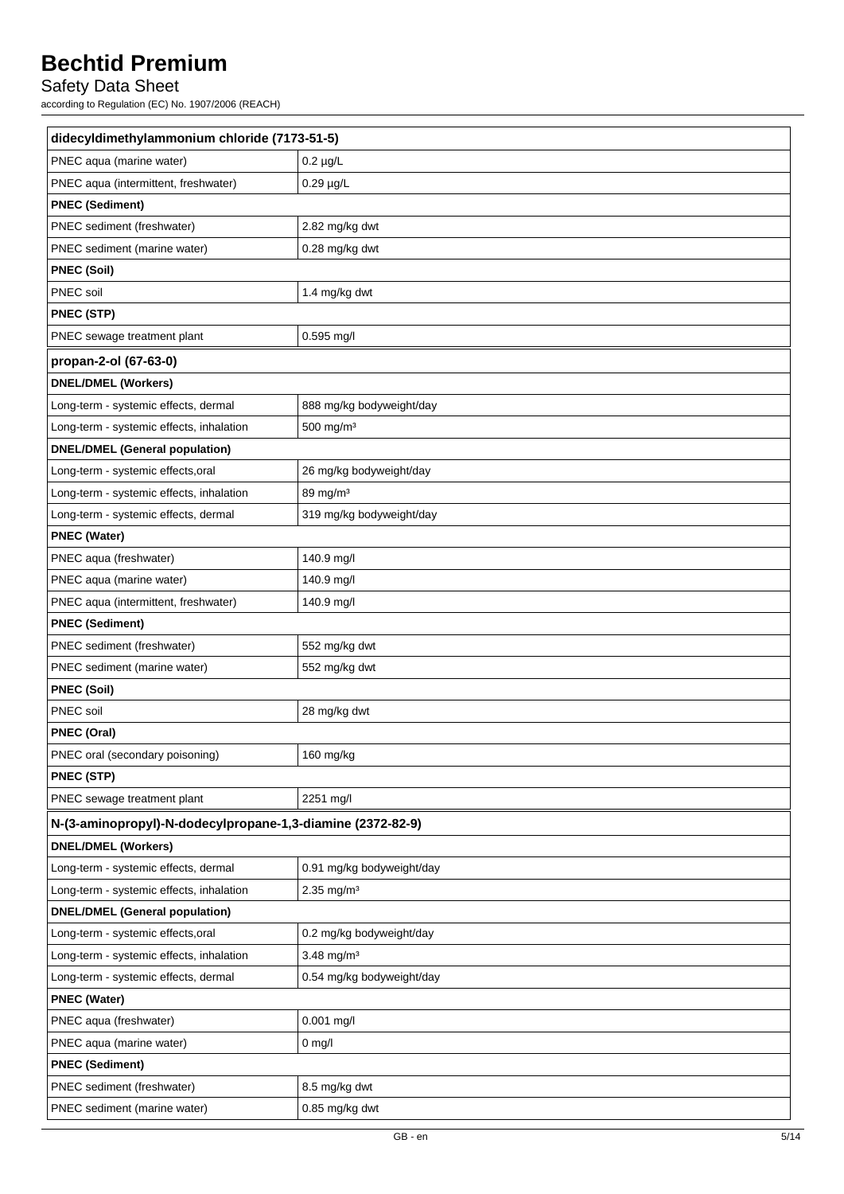| didecyldimethylammonium chloride (7173-51-5) | |
|---|---|
| PNEC aqua (marine water) | 0.2 µg/L |
| PNEC aqua (intermittent, freshwater) | 0.29 µg/L |
| **PNEC (Sediment)** | |
| PNEC sediment (freshwater) | 2.82 mg/kg dwt |
| PNEC sediment (marine water) | 0.28 mg/kg dwt |
| **PNEC (Soil)** | |
| PNEC soil | 1.4 mg/kg dwt |
| **PNEC (STP)** | |
| PNEC sewage treatment plant | 0.595 mg/l |

| propan-2-ol (67-63-0) | |
|---|---|
| **DNEL/DMEL (Workers)** | |
| Long-term - systemic effects, dermal | 888 mg/kg bodyweight/day |
| Long-term - systemic effects, inhalation | 500 mg/m³ |
| **DNEL/DMEL (General population)** | |
| Long-term - systemic effects,oral | 26 mg/kg bodyweight/day |
| Long-term - systemic effects, inhalation | 89 mg/m³ |
| Long-term - systemic effects, dermal | 319 mg/kg bodyweight/day |
| **PNEC (Water)** | |
| PNEC aqua (freshwater) | 140.9 mg/l |
| PNEC aqua (marine water) | 140.9 mg/l |
| PNEC aqua (intermittent, freshwater) | 140.9 mg/l |
| **PNEC (Sediment)** | |
| PNEC sediment (freshwater) | 552 mg/kg dwt |
| PNEC sediment (marine water) | 552 mg/kg dwt |
| **PNEC (Soil)** | |
| PNEC soil | 28 mg/kg dwt |
| **PNEC (Oral)** | |
| PNEC oral (secondary poisoning) | 160 mg/kg |
| **PNEC (STP)** | |
| PNEC sewage treatment plant | 2251 mg/l |

| N-(3-aminopropyl)-N-dodecylpropane-1,3-diamine (2372-82-9) | |
|---|---|
| **DNEL/DMEL (Workers)** | |
| Long-term - systemic effects, dermal | 0.91 mg/kg bodyweight/day |
| Long-term - systemic effects, inhalation | 2.35 mg/m³ |
| **DNEL/DMEL (General population)** | |
| Long-term - systemic effects,oral | 0.2 mg/kg bodyweight/day |
| Long-term - systemic effects, inhalation | 3.48 mg/m³ |
| Long-term - systemic effects, dermal | 0.54 mg/kg bodyweight/day |
| **PNEC (Water)** | |
| PNEC aqua (freshwater) | 0.001 mg/l |
| PNEC aqua (marine water) | 0 mg/l |
| **PNEC (Sediment)** | |
| PNEC sediment (freshwater) | 8.5 mg/kg dwt |
| PNEC sediment (marine water) | 0.85 mg/kg dwt |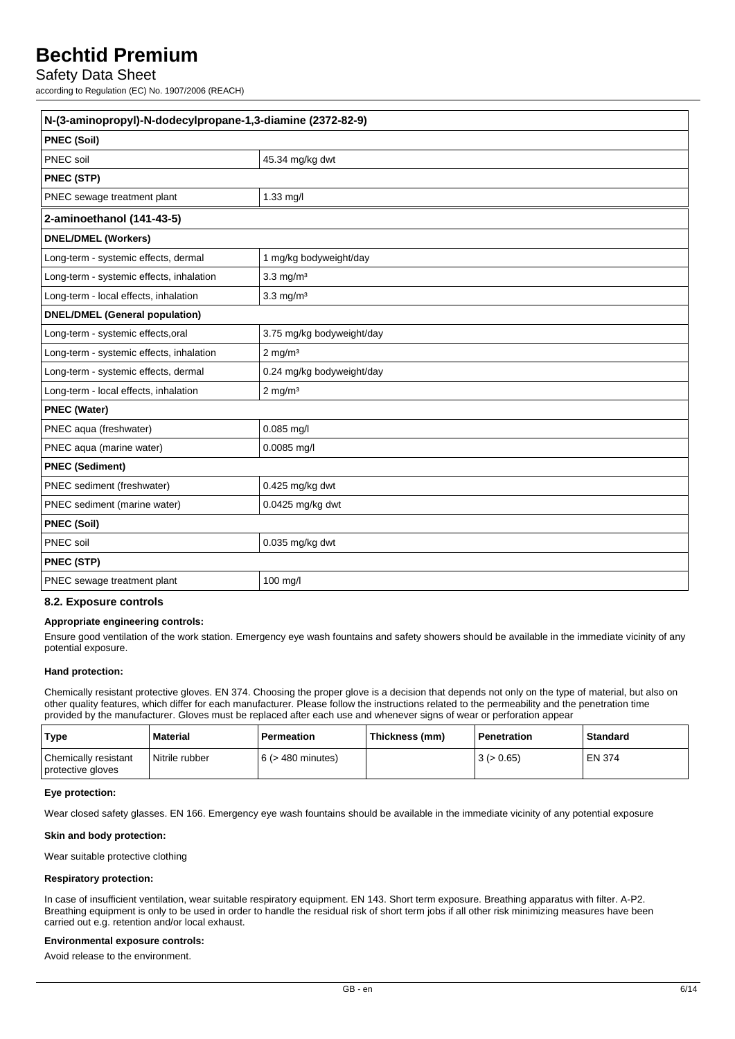| N-(3-aminopropyl)-N-dodecylpropane-1,3-diamine (2372-82-9) | |
| --- | --- |
| **PNEC (Soil)** | |
| PNEC soil | 45.34 mg/kg dwt |
| **PNEC (STP)** | |
| PNEC sewage treatment plant | 1.33 mg/l |

| 2-aminoethanol (141-43-5) | |
| --- | --- |
| **DNEL/DMEL (Workers)** | |
| Long-term - systemic effects, dermal | 1 mg/kg bodyweight/day |
| Long-term - systemic effects, inhalation | 3.3 mg/m³ |
| Long-term - local effects, inhalation | 3.3 mg/m³ |
| **DNEL/DMEL (General population)** | |
| Long-term - systemic effects,oral | 3.75 mg/kg bodyweight/day |
| Long-term - systemic effects, inhalation | 2 mg/m³ |
| Long-term - systemic effects, dermal | 0.24 mg/kg bodyweight/day |
| Long-term - local effects, inhalation | 2 mg/m³ |
| **PNEC (Water)** | |
| PNEC aqua (freshwater) | 0.085 mg/l |
| PNEC aqua (marine water) | 0.0085 mg/l |
| **PNEC (Sediment)** | |
| PNEC sediment (freshwater) | 0.425 mg/kg dwt |
| PNEC sediment (marine water) | 0.0425 mg/kg dwt |
| **PNEC (Soil)** | |
| PNEC soil | 0.035 mg/kg dwt |
| **PNEC (STP)** | |
| PNEC sewage treatment plant | 100 mg/l |

### 8.2. Exposure controls

**Appropriate engineering controls:**

Ensure good ventilation of the work station. Emergency eye wash fountains and safety showers should be available in the immediate vicinity of any potential exposure.

**Hand protection:**

Chemically resistant protective gloves. EN 374. Choosing the proper glove is a decision that depends not only on the type of material, but also on other quality features, which differ for each manufacturer. Please follow the instructions related to the permeability and the penetration time provided by the manufacturer. Gloves must be replaced after each use and whenever signs of wear or perforation appear

| Type | Material | Permeation | Thickness (mm) | Penetration | Standard |
| --- | --- | --- | --- | --- | --- |
| Chemically resistant protective gloves | Nitrile rubber | 6 (> 480 minutes) | | 3 (> 0.65) | EN 374 |

**Eye protection:**

Wear closed safety glasses. EN 166. Emergency eye wash fountains should be available in the immediate vicinity of any potential exposure

**Skin and body protection:**

Wear suitable protective clothing

**Respiratory protection:**

In case of insufficient ventilation, wear suitable respiratory equipment. EN 143. Short term exposure. Breathing apparatus with filter. A-P2. Breathing equipment is only to be used in order to handle the residual risk of short term jobs if all other risk minimizing measures have been carried out e.g. retention and/or local exhaust.

**Environmental exposure controls:**

Avoid release to the environment.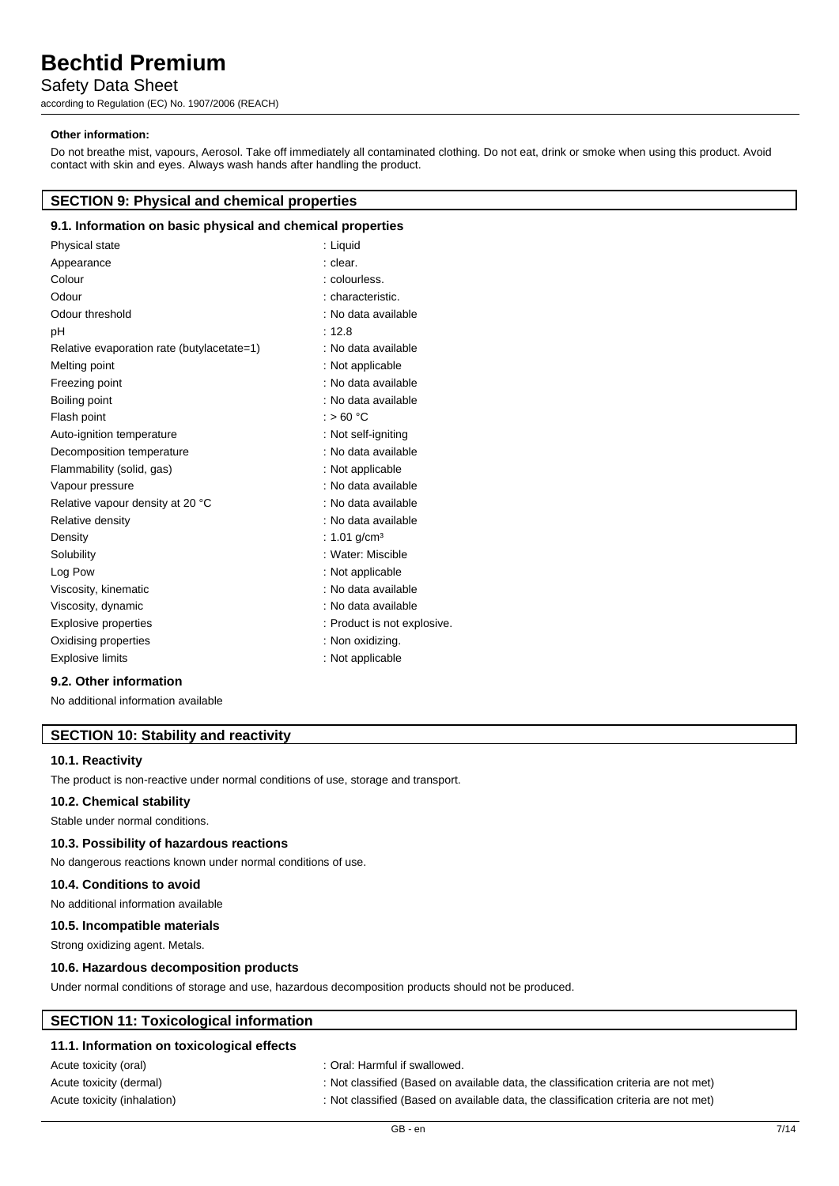**Other information:**

Do not breathe mist, vapours, Aerosol. Take off immediately all contaminated clothing. Do not eat, drink or smoke when using this product. Avoid contact with skin and eyes. Always wash hands after handling the product.

## SECTION 9: Physical and chemical properties

### 9.1. Information on basic physical and chemical properties

| | |
|---|---|
| Physical state | : Liquid |
| Appearance | : clear. |
| Colour | : colourless. |
| Odour | : characteristic. |
| Odour threshold | : No data available |
| pH | : 12.8 |
| Relative evaporation rate (butylacetate=1) | : No data available |
| Melting point | : Not applicable |
| Freezing point | : No data available |
| Boiling point | : No data available |
| Flash point | : > 60 °C |
| Auto-ignition temperature | : Not self-igniting |
| Decomposition temperature | : No data available |
| Flammability (solid, gas) | : Not applicable |
| Vapour pressure | : No data available |
| Relative vapour density at 20 °C | : No data available |
| Relative density | : No data available |
| Density | : 1.01 g/cm³ |
| Solubility | : Water: Miscible |
| Log Pow | : Not applicable |
| Viscosity, kinematic | : No data available |
| Viscosity, dynamic | : No data available |
| Explosive properties | : Product is not explosive. |
| Oxidising properties | : Non oxidizing. |
| Explosive limits | : Not applicable |

### 9.2. Other information

No additional information available

## SECTION 10: Stability and reactivity

### 10.1. Reactivity

The product is non-reactive under normal conditions of use, storage and transport.

### 10.2. Chemical stability

Stable under normal conditions.

### 10.3. Possibility of hazardous reactions

No dangerous reactions known under normal conditions of use.

### 10.4. Conditions to avoid

No additional information available

### 10.5. Incompatible materials

Strong oxidizing agent. Metals.

### 10.6. Hazardous decomposition products

Under normal conditions of storage and use, hazardous decomposition products should not be produced.

## SECTION 11: Toxicological information

### 11.1. Information on toxicological effects

| | |
|---|---|
| Acute toxicity (oral) | : Oral: Harmful if swallowed. |
| Acute toxicity (dermal) | : Not classified (Based on available data, the classification criteria are not met) |
| Acute toxicity (inhalation) | : Not classified (Based on available data, the classification criteria are not met) |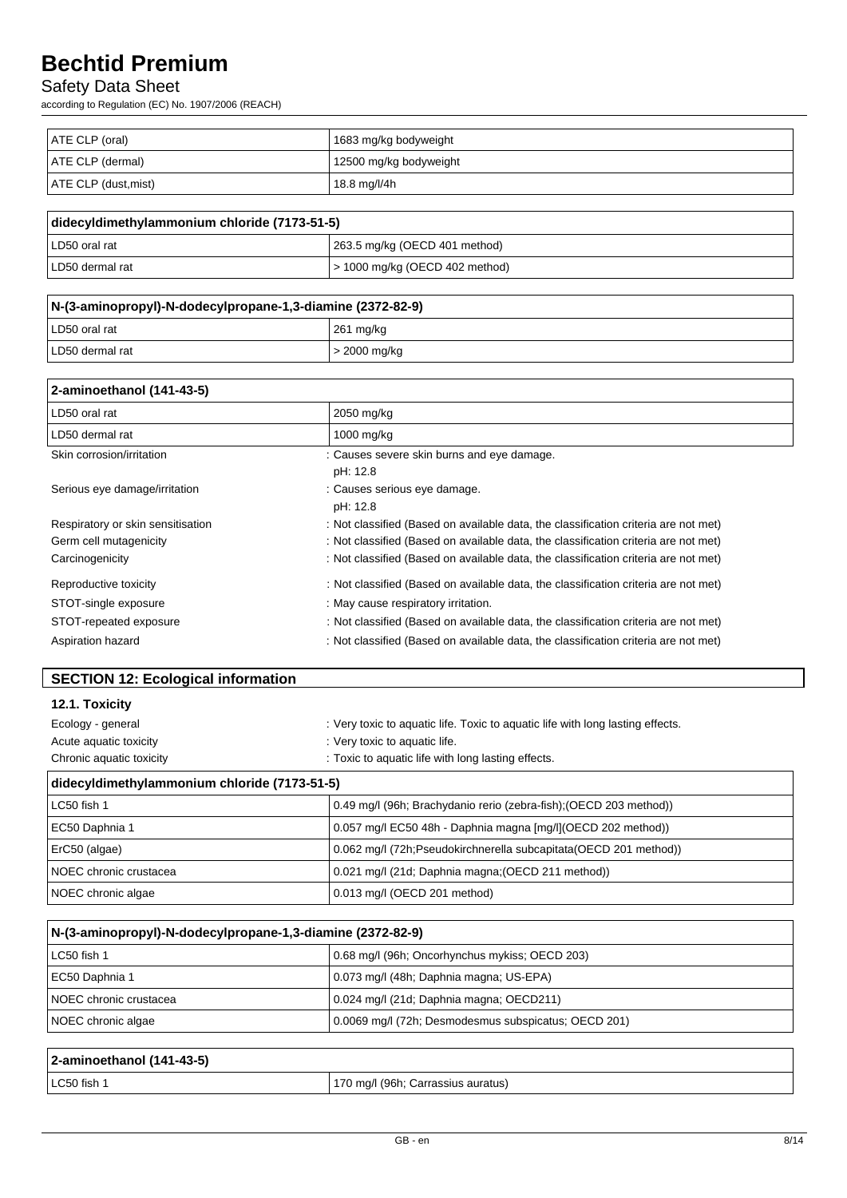| ATE CLP (oral) | 1683 mg/kg bodyweight |
|---|---|
| ATE CLP (dermal) | 12500 mg/kg bodyweight |
| ATE CLP (dust,mist) | 18.8 mg/l/4h |

| didecyldimethylammonium chloride (7173-51-5) | |
|---|---|
| LD50 oral rat | 263.5 mg/kg (OECD 401 method) |
| LD50 dermal rat | > 1000 mg/kg (OECD 402 method) |

| N-(3-aminopropyl)-N-dodecylpropane-1,3-diamine (2372-82-9) | |
|---|---|
| LD50 oral rat | 261 mg/kg |
| LD50 dermal rat | > 2000 mg/kg |

| 2-aminoethanol (141-43-5) | |
|---|---|
| LD50 oral rat | 2050 mg/kg |
| LD50 dermal rat | 1000 mg/kg |

Skin corrosion/irritation : Causes severe skin burns and eye damage.
pH: 12.8

Serious eye damage/irritation : Causes serious eye damage.
pH: 12.8

Respiratory or skin sensitisation : Not classified (Based on available data, the classification criteria are not met)

Germ cell mutagenicity : Not classified (Based on available data, the classification criteria are not met)

Carcinogenicity : Not classified (Based on available data, the classification criteria are not met)

Reproductive toxicity : Not classified (Based on available data, the classification criteria are not met)

STOT-single exposure : May cause respiratory irritation.

STOT-repeated exposure : Not classified (Based on available data, the classification criteria are not met)

Aspiration hazard : Not classified (Based on available data, the classification criteria are not met)

## SECTION 12: Ecological information

### 12.1. Toxicity

Ecology - general : Very toxic to aquatic life. Toxic to aquatic life with long lasting effects.

Acute aquatic toxicity : Very toxic to aquatic life.

Chronic aquatic toxicity : Toxic to aquatic life with long lasting effects.

| didecyldimethylammonium chloride (7173-51-5) | |
|---|---|
| LC50 fish 1 | 0.49 mg/l (96h; Brachydanio rerio (zebra-fish);(OECD 203 method)) |
| EC50 Daphnia 1 | 0.057 mg/l EC50 48h - Daphnia magna [mg/l](OECD 202 method)) |
| ErC50 (algae) | 0.062 mg/l (72h;Pseudokirchnerella subcapitata(OECD 201 method)) |
| NOEC chronic crustacea | 0.021 mg/l (21d; Daphnia magna;(OECD 211 method)) |
| NOEC chronic algae | 0.013 mg/l (OECD 201 method) |

| N-(3-aminopropyl)-N-dodecylpropane-1,3-diamine (2372-82-9) | |
|---|---|
| LC50 fish 1 | 0.68 mg/l (96h; Oncorhynchus mykiss; OECD 203) |
| EC50 Daphnia 1 | 0.073 mg/l (48h; Daphnia magna; US-EPA) |
| NOEC chronic crustacea | 0.024 mg/l (21d; Daphnia magna; OECD211) |
| NOEC chronic algae | 0.0069 mg/l (72h; Desmodesmus subspicatus; OECD 201) |

| 2-aminoethanol (141-43-5) | |
|---|---|
| LC50 fish 1 | 170 mg/l (96h; Carrassius auratus) |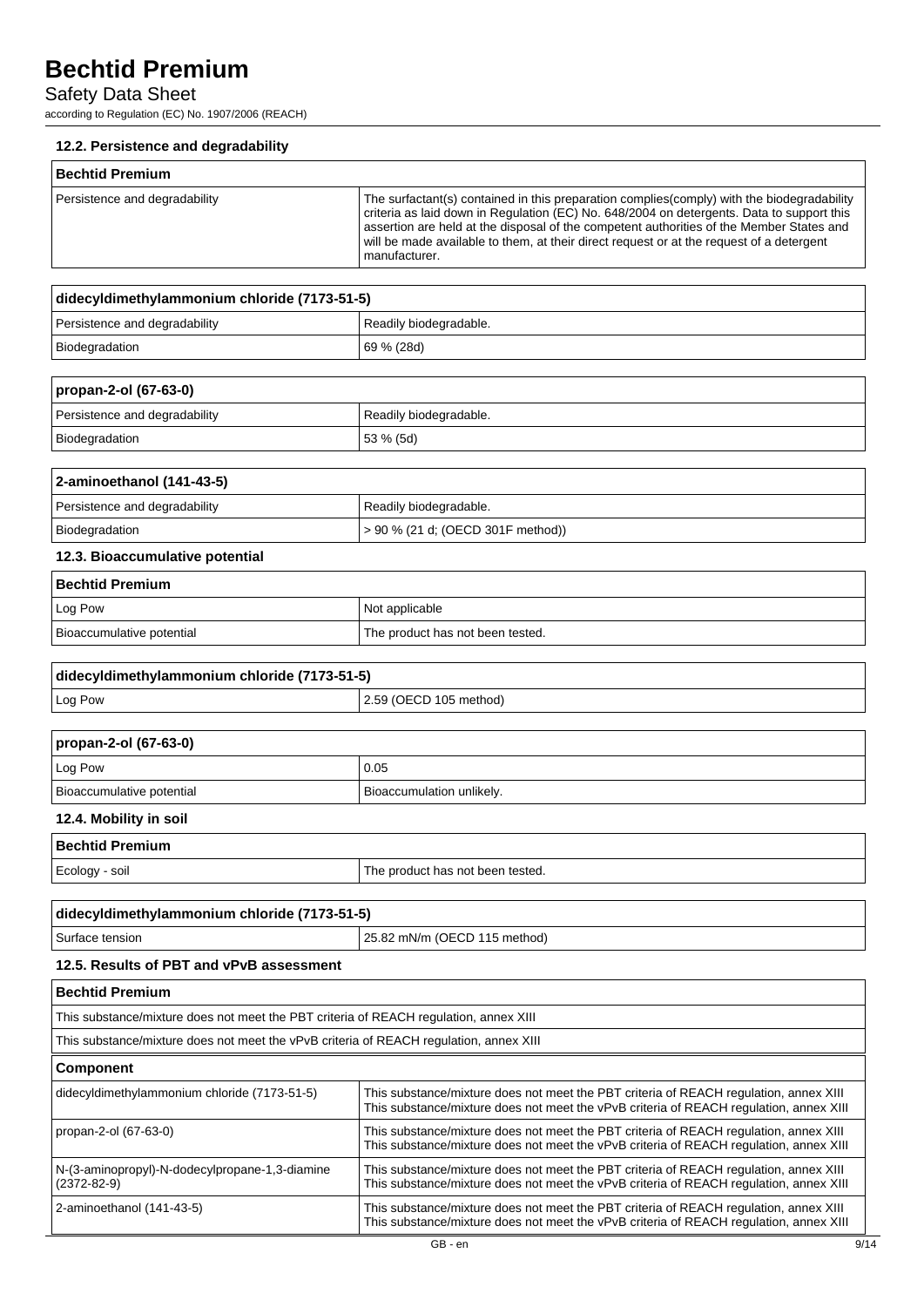### 12.2. Persistence and degradability

| Bechtid Premium | |
|---|---|
| Persistence and degradability | The surfactant(s) contained in this preparation complies(comply) with the biodegradability criteria as laid down in Regulation (EC) No. 648/2004 on detergents. Data to support this assertion are held at the disposal of the competent authorities of the Member States and will be made available to them, at their direct request or at the request of a detergent manufacturer. |

| didecyldimethylammonium chloride (7173-51-5) | |
|---|---|
| Persistence and degradability | Readily biodegradable. |
| Biodegradation | 69 % (28d) |

| propan-2-ol (67-63-0) | |
|---|---|
| Persistence and degradability | Readily biodegradable. |
| Biodegradation | 53 % (5d) |

| 2-aminoethanol (141-43-5) | |
|---|---|
| Persistence and degradability | Readily biodegradable. |
| Biodegradation | > 90 % (21 d; (OECD 301F method)) |

### 12.3. Bioaccumulative potential

| Bechtid Premium | |
|---|---|
| Log Pow | Not applicable |
| Bioaccumulative potential | The product has not been tested. |

| didecyldimethylammonium chloride (7173-51-5) | |
|---|---|
| Log Pow | 2.59 (OECD 105 method) |

| propan-2-ol (67-63-0) | |
|---|---|
| Log Pow | 0.05 |
| Bioaccumulative potential | Bioaccumulation unlikely. |

### 12.4. Mobility in soil

| Bechtid Premium | |
|---|---|
| Ecology - soil | The product has not been tested. |

| didecyldimethylammonium chloride (7173-51-5) | |
|---|---|
| Surface tension | 25.82 mN/m (OECD 115 method) |

### 12.5. Results of PBT and vPvB assessment

| Bechtid Premium | |
|---|---|
| This substance/mixture does not meet the PBT criteria of REACH regulation, annex XIII | |
| This substance/mixture does not meet the vPvB criteria of REACH regulation, annex XIII | |
| **Component** | |
| didecyldimethylammonium chloride (7173-51-5) | This substance/mixture does not meet the PBT criteria of REACH regulation, annex XIII<br>This substance/mixture does not meet the vPvB criteria of REACH regulation, annex XIII |
| propan-2-ol (67-63-0) | This substance/mixture does not meet the PBT criteria of REACH regulation, annex XIII<br>This substance/mixture does not meet the vPvB criteria of REACH regulation, annex XIII |
| N-(3-aminopropyl)-N-dodecylpropane-1,3-diamine (2372-82-9) | This substance/mixture does not meet the PBT criteria of REACH regulation, annex XIII<br>This substance/mixture does not meet the vPvB criteria of REACH regulation, annex XIII |
| 2-aminoethanol (141-43-5) | This substance/mixture does not meet the PBT criteria of REACH regulation, annex XIII<br>This substance/mixture does not meet the vPvB criteria of REACH regulation, annex XIII |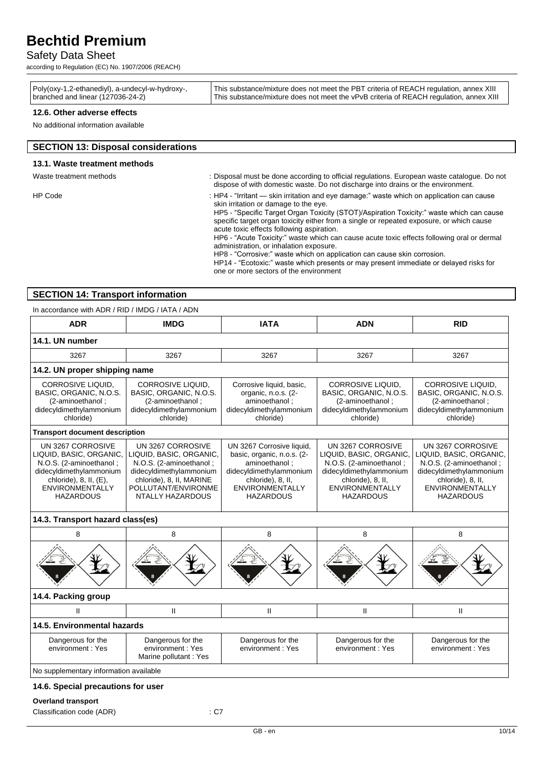| Poly(oxy-1,2-ethanediyl), a-undecyl-w-hydroxy-, branched and linear (127036-24-2) | This substance/mixture does not meet the PBT criteria of REACH regulation, annex XIII<br>This substance/mixture does not meet the vPvB criteria of REACH regulation, annex XIII |
|---|---|

### 12.6. Other adverse effects

No additional information available

## SECTION 13: Disposal considerations

### 13.1. Waste treatment methods

Waste treatment methods : Disposal must be done according to official regulations. European waste catalogue. Do not dispose of with domestic waste. Do not discharge into drains or the environment.

HP Code : HP4 - “Irritant — skin irritation and eye damage:” waste which on application can cause skin irritation or damage to the eye.
HP5 - “Specific Target Organ Toxicity (STOT)/Aspiration Toxicity:” waste which can cause specific target organ toxicity either from a single or repeated exposure, or which cause acute toxic effects following aspiration.
HP6 - “Acute Toxicity:” waste which can cause acute toxic effects following oral or dermal administration, or inhalation exposure.
HP8 - “Corrosive:” waste which on application can cause skin corrosion.
HP14 - “Ecotoxic:” waste which presents or may present immediate or delayed risks for one or more sectors of the environment

## SECTION 14: Transport information

In accordance with ADR / RID / IMDG / IATA / ADN

| ADR | IMDG | IATA | ADN | RID |
|---|---|---|---|---|
| **14.1. UN number** | | | | |
| 3267 | 3267 | 3267 | 3267 | 3267 |
| **14.2. UN proper shipping name** | | | | |
| CORROSIVE LIQUID, BASIC, ORGANIC, N.O.S. (2-aminoethanol ; didecyldimethylammonium chloride) | CORROSIVE LIQUID, BASIC, ORGANIC, N.O.S. (2-aminoethanol ; didecyldimethylammonium chloride) | Corrosive liquid, basic, organic, n.o.s. (2-aminoethanol ; didecyldimethylammonium chloride) | CORROSIVE LIQUID, BASIC, ORGANIC, N.O.S. (2-aminoethanol ; didecyldimethylammonium chloride) | CORROSIVE LIQUID, BASIC, ORGANIC, N.O.S. (2-aminoethanol ; didecyldimethylammonium chloride) |
| **Transport document description** | | | | |
| UN 3267 CORROSIVE LIQUID, BASIC, ORGANIC, N.O.S. (2-aminoethanol ; didecyldimethylammonium chloride), 8, II, (E), ENVIRONMENTALLY HAZARDOUS | UN 3267 CORROSIVE LIQUID, BASIC, ORGANIC, N.O.S. (2-aminoethanol ; didecyldimethylammonium chloride), 8, II, MARINE POLLUTANT/ENVIRONMENTALLY HAZARDOUS | UN 3267 Corrosive liquid, basic, organic, n.o.s. (2-didecyldimethylammonium chloride), 8, II, ENVIRONMENTALLY HAZARDOUS | UN 3267 CORROSIVE LIQUID, BASIC, ORGANIC, N.O.S. (2-aminoethanol ; didecyldimethylammonium chloride), 8, II, ENVIRONMENTALLY HAZARDOUS | UN 3267 CORROSIVE LIQUID, BASIC, ORGANIC, N.O.S. (2-aminoethanol ; didecyldimethylammonium chloride), 8, II, ENVIRONMENTALLY HAZARDOUS |
| **14.3. Transport hazard class(es)** | | | | |
| 8 | 8 | 8 | 8 | 8 |
| **14.4. Packing group** | | | | |
| II | II | II | II | II |
| **14.5. Environmental hazards** | | | | |
| Dangerous for the environment : Yes | Dangerous for the environment : Yes<br>Marine pollutant : Yes | Dangerous for the environment : Yes | Dangerous for the environment : Yes | Dangerous for the environment : Yes |
| No supplementary information available | | | | |

### 14.6. Special precautions for user

**Overland transport**

Classification code (ADR) : C7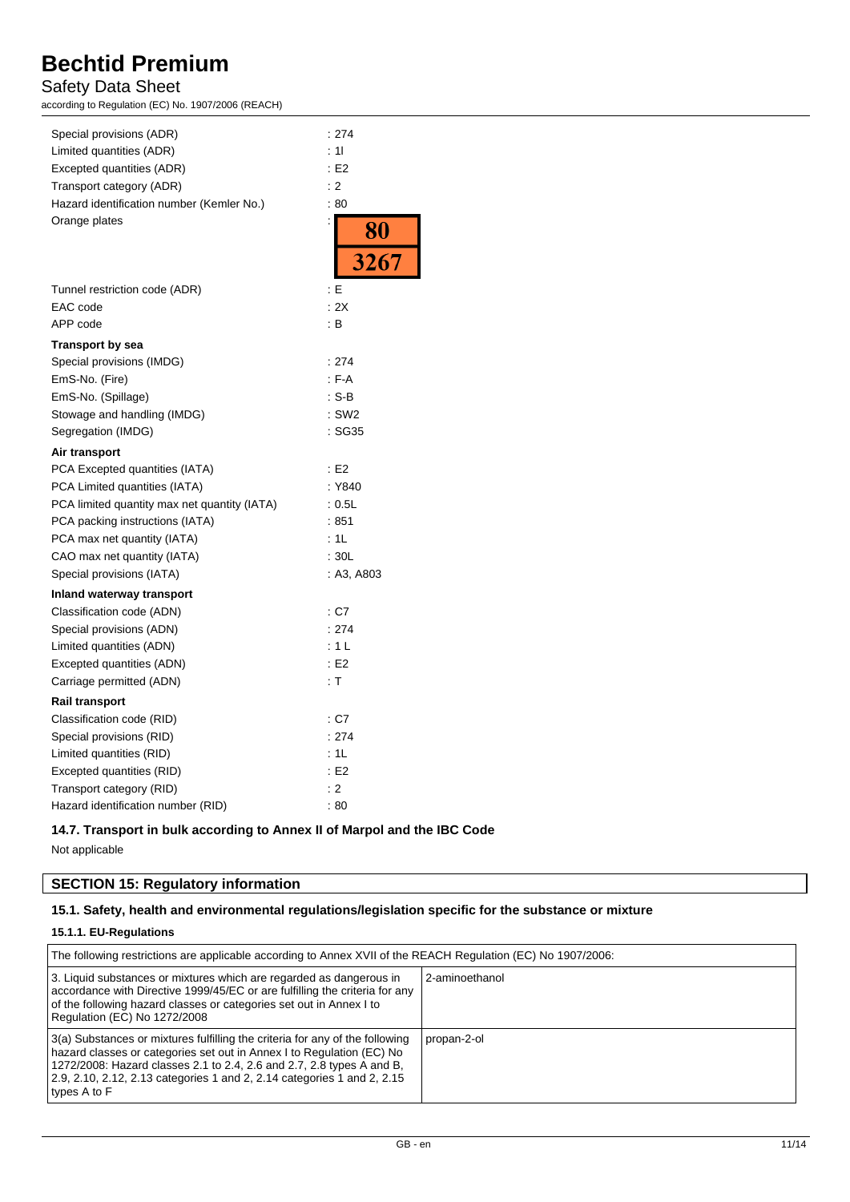| | |
|---|---|
| Special provisions (ADR) | : 274 |
| Limited quantities (ADR) | : 1l |
| Excepted quantities (ADR) | : E2 |
| Transport category (ADR) | : 2 |
| Hazard identification number (Kemler No.) | : 80 |
| Orange plates | : 80 / 3267 |
| Tunnel restriction code (ADR) | : E |
| EAC code | : 2X |
| APP code | : B |

**Transport by sea**

| | |
|---|---|
| Special provisions (IMDG) | : 274 |
| EmS-No. (Fire) | : F-A |
| EmS-No. (Spillage) | : S-B |
| Stowage and handling (IMDG) | : SW2 |
| Segregation (IMDG) | : SG35 |

**Air transport**

| | |
|---|---|
| PCA Excepted quantities (IATA) | : E2 |
| PCA Limited quantities (IATA) | : Y840 |
| PCA limited quantity max net quantity (IATA) | : 0.5L |
| PCA packing instructions (IATA) | : 851 |
| PCA max net quantity (IATA) | : 1L |
| CAO max net quantity (IATA) | : 30L |
| Special provisions (IATA) | : A3, A803 |

**Inland waterway transport**

| | |
|---|---|
| Classification code (ADN) | : C7 |
| Special provisions (ADN) | : 274 |
| Limited quantities (ADN) | : 1 L |
| Excepted quantities (ADN) | : E2 |
| Carriage permitted (ADN) | : T |

**Rail transport**

| | |
|---|---|
| Classification code (RID) | : C7 |
| Special provisions (RID) | : 274 |
| Limited quantities (RID) | : 1L |
| Excepted quantities (RID) | : E2 |
| Transport category (RID) | : 2 |
| Hazard identification number (RID) | : 80 |

### 14.7. Transport in bulk according to Annex II of Marpol and the IBC Code

Not applicable

## SECTION 15: Regulatory information

### 15.1. Safety, health and environmental regulations/legislation specific for the substance or mixture

#### 15.1.1. EU-Regulations

| The following restrictions are applicable according to Annex XVII of the REACH Regulation (EC) No 1907/2006: | |
|---|---|
| 3. Liquid substances or mixtures which are regarded as dangerous in accordance with Directive 1999/45/EC or are fulfilling the criteria for any of the following hazard classes or categories set out in Annex I to Regulation (EC) No 1272/2008 | 2-aminoethanol |
| 3(a) Substances or mixtures fulfilling the criteria for any of the following hazard classes or categories set out in Annex I to Regulation (EC) No 1272/2008: Hazard classes 2.1 to 2.4, 2.6 and 2.7, 2.8 types A and B, 2.9, 2.10, 2.12, 2.13 categories 1 and 2, 2.14 categories 1 and 2, 2.15 types A to F | propan-2-ol |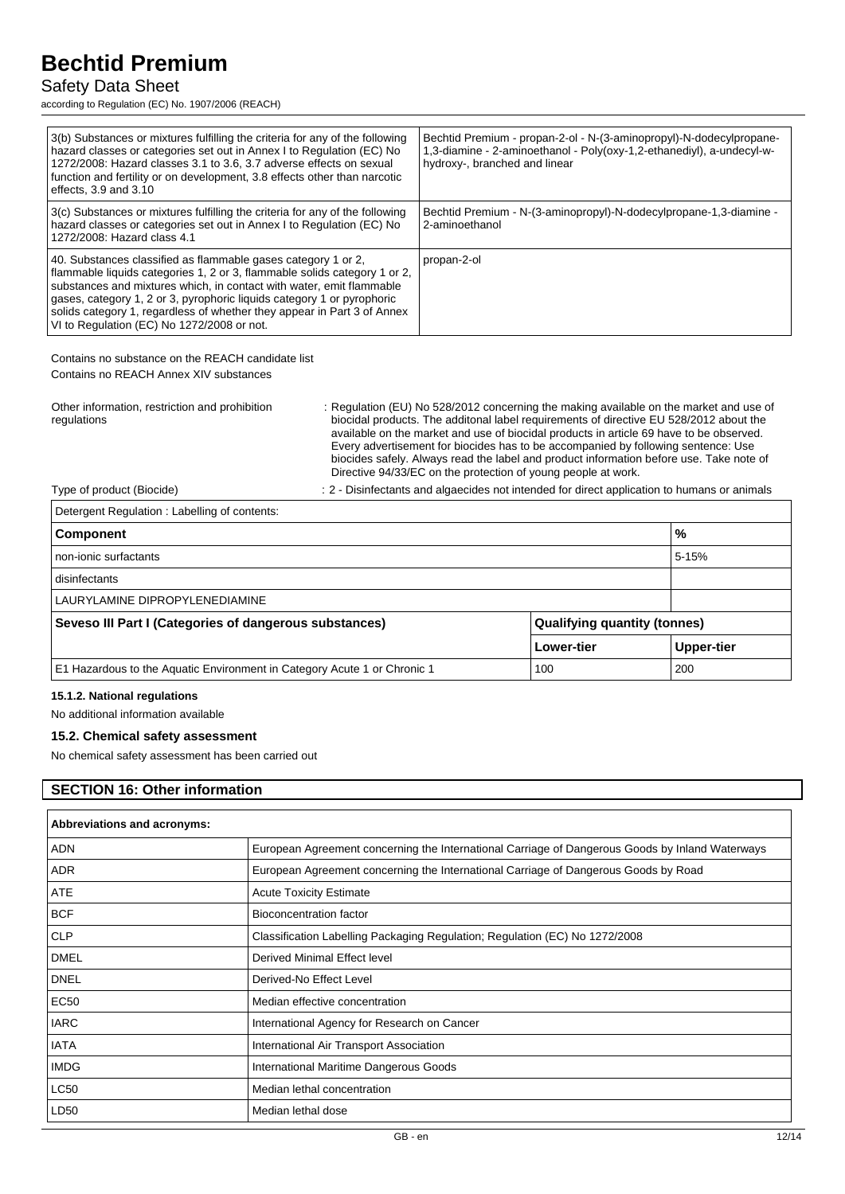| | |
|---|---|
| 3(b) Substances or mixtures fulfilling the criteria for any of the following hazard classes or categories set out in Annex I to Regulation (EC) No 1272/2008: Hazard classes 3.1 to 3.6, 3.7 adverse effects on sexual function and fertility or on development, 3.8 effects other than narcotic effects, 3.9 and 3.10 | Bechtid Premium - propan-2-ol - N-(3-aminopropyl)-N-dodecylpropane-1,3-diamine - 2-aminoethanol - Poly(oxy-1,2-ethanediyl), a-undecyl-w-hydroxy-, branched and linear |
| 3(c) Substances or mixtures fulfilling the criteria for any of the following hazard classes or categories set out in Annex I to Regulation (EC) No 1272/2008: Hazard class 4.1 | Bechtid Premium - N-(3-aminopropyl)-N-dodecylpropane-1,3-diamine - 2-aminoethanol |
| 40. Substances classified as flammable gases category 1 or 2, flammable liquids categories 1, 2 or 3, flammable solids category 1 or 2, substances and mixtures which, in contact with water, emit flammable gases, category 1, 2 or 3, pyrophoric liquids category 1 or pyrophoric solids category 1, regardless of whether they appear in Part 3 of Annex VI to Regulation (EC) No 1272/2008 or not. | propan-2-ol |

Contains no substance on the REACH candidate list

Contains no REACH Annex XIV substances

Other information, restriction and prohibition regulations : Regulation (EU) No 528/2012 concerning the making available on the market and use of biocidal products. The additonal label requirements of directive EU 528/2012 about the available on the market and use of biocidal products in article 69 have to be observed. Every advertisement for biocides has to be accompanied by following sentence: Use biocides safely. Always read the label and product information before use. Take note of Directive 94/33/EC on the protection of young people at work.

Type of product (Biocide) : 2 - Disinfectants and algaecides not intended for direct application to humans or animals

| Detergent Regulation : Labelling of contents: | | |
|---|---|---|
| **Component** | | **%** |
| non-ionic surfactants | | 5-15% |
| disinfectants | | |
| LAURYLAMINE DIPROPYLENEDIAMINE | | |
| **Seveso III Part I (Categories of dangerous substances)** | **Qualifying quantity (tonnes)** | |
| | **Lower-tier** | **Upper-tier** |
| E1 Hazardous to the Aquatic Environment in Category Acute 1 or Chronic 1 | 100 | 200 |

#### 15.1.2. National regulations

No additional information available

### 15.2. Chemical safety assessment

No chemical safety assessment has been carried out

## SECTION 16: Other information

| **Abbreviations and acronyms:** | |
|---|---|
| ADN | European Agreement concerning the International Carriage of Dangerous Goods by Inland Waterways |
| ADR | European Agreement concerning the International Carriage of Dangerous Goods by Road |
| ATE | Acute Toxicity Estimate |
| BCF | Bioconcentration factor |
| CLP | Classification Labelling Packaging Regulation; Regulation (EC) No 1272/2008 |
| DMEL | Derived Minimal Effect level |
| DNEL | Derived-No Effect Level |
| EC50 | Median effective concentration |
| IARC | International Agency for Research on Cancer |
| IATA | International Air Transport Association |
| IMDG | International Maritime Dangerous Goods |
| LC50 | Median lethal concentration |
| LD50 | Median lethal dose |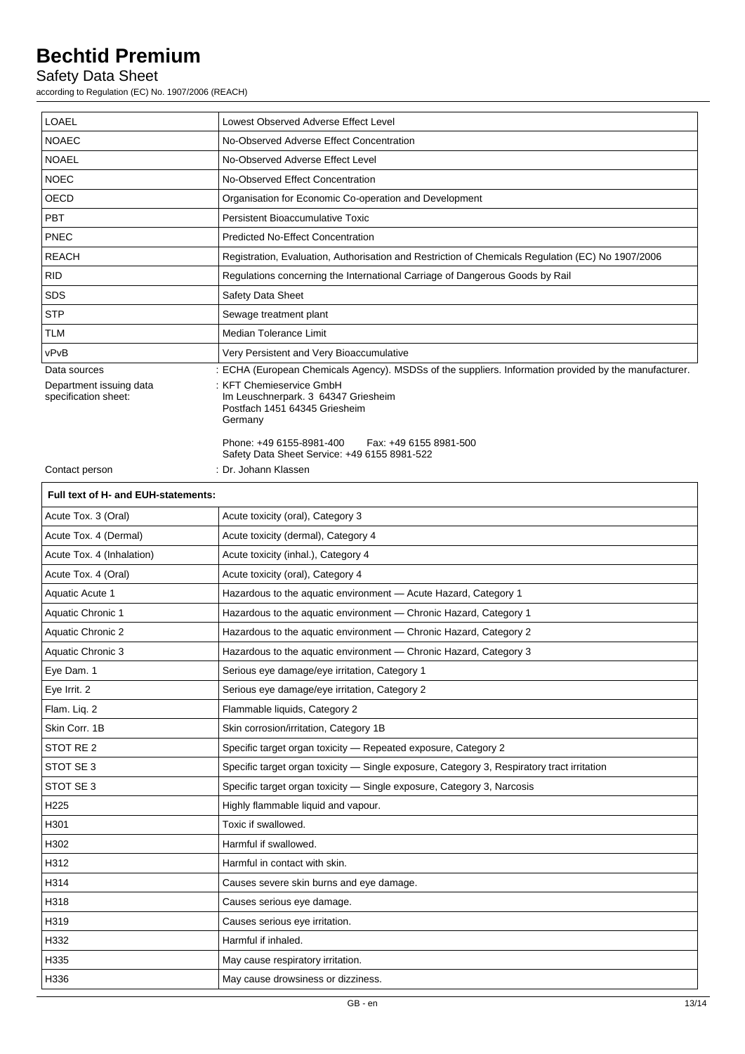| LOAEL | Lowest Observed Adverse Effect Level |
| --- | --- |
| NOAEC | No-Observed Adverse Effect Concentration |
| NOAEL | No-Observed Adverse Effect Level |
| NOEC | No-Observed Effect Concentration |
| OECD | Organisation for Economic Co-operation and Development |
| PBT | Persistent Bioaccumulative Toxic |
| PNEC | Predicted No-Effect Concentration |
| REACH | Registration, Evaluation, Authorisation and Restriction of Chemicals Regulation (EC) No 1907/2006 |
| RID | Regulations concerning the International Carriage of Dangerous Goods by Rail |
| SDS | Safety Data Sheet |
| STP | Sewage treatment plant |
| TLM | Median Tolerance Limit |
| vPvB | Very Persistent and Very Bioaccumulative |

Data sources : ECHA (European Chemicals Agency). MSDSs of the suppliers. Information provided by the manufacturer.

Department issuing data specification sheet: : KFT Chemieservice GmbH
Im Leuschnerpark. 3 64347 Griesheim
Postfach 1451 64345 Griesheim
Germany

Phone: +49 6155-8981-400 Fax: +49 6155 8981-500
Safety Data Sheet Service: +49 6155 8981-522

Contact person : Dr. Johann Klassen

| Full text of H- and EUH-statements: | |
| --- | --- |
| Acute Tox. 3 (Oral) | Acute toxicity (oral), Category 3 |
| Acute Tox. 4 (Dermal) | Acute toxicity (dermal), Category 4 |
| Acute Tox. 4 (Inhalation) | Acute toxicity (inhal.), Category 4 |
| Acute Tox. 4 (Oral) | Acute toxicity (oral), Category 4 |
| Aquatic Acute 1 | Hazardous to the aquatic environment — Acute Hazard, Category 1 |
| Aquatic Chronic 1 | Hazardous to the aquatic environment — Chronic Hazard, Category 1 |
| Aquatic Chronic 2 | Hazardous to the aquatic environment — Chronic Hazard, Category 2 |
| Aquatic Chronic 3 | Hazardous to the aquatic environment — Chronic Hazard, Category 3 |
| Eye Dam. 1 | Serious eye damage/eye irritation, Category 1 |
| Eye Irrit. 2 | Serious eye damage/eye irritation, Category 2 |
| Flam. Liq. 2 | Flammable liquids, Category 2 |
| Skin Corr. 1B | Skin corrosion/irritation, Category 1B |
| STOT RE 2 | Specific target organ toxicity — Repeated exposure, Category 2 |
| STOT SE 3 | Specific target organ toxicity — Single exposure, Category 3, Respiratory tract irritation |
| STOT SE 3 | Specific target organ toxicity — Single exposure, Category 3, Narcosis |
| H225 | Highly flammable liquid and vapour. |
| H301 | Toxic if swallowed. |
| H302 | Harmful if swallowed. |
| H312 | Harmful in contact with skin. |
| H314 | Causes severe skin burns and eye damage. |
| H318 | Causes serious eye damage. |
| H319 | Causes serious eye irritation. |
| H332 | Harmful if inhaled. |
| H335 | May cause respiratory irritation. |
| H336 | May cause drowsiness or dizziness. |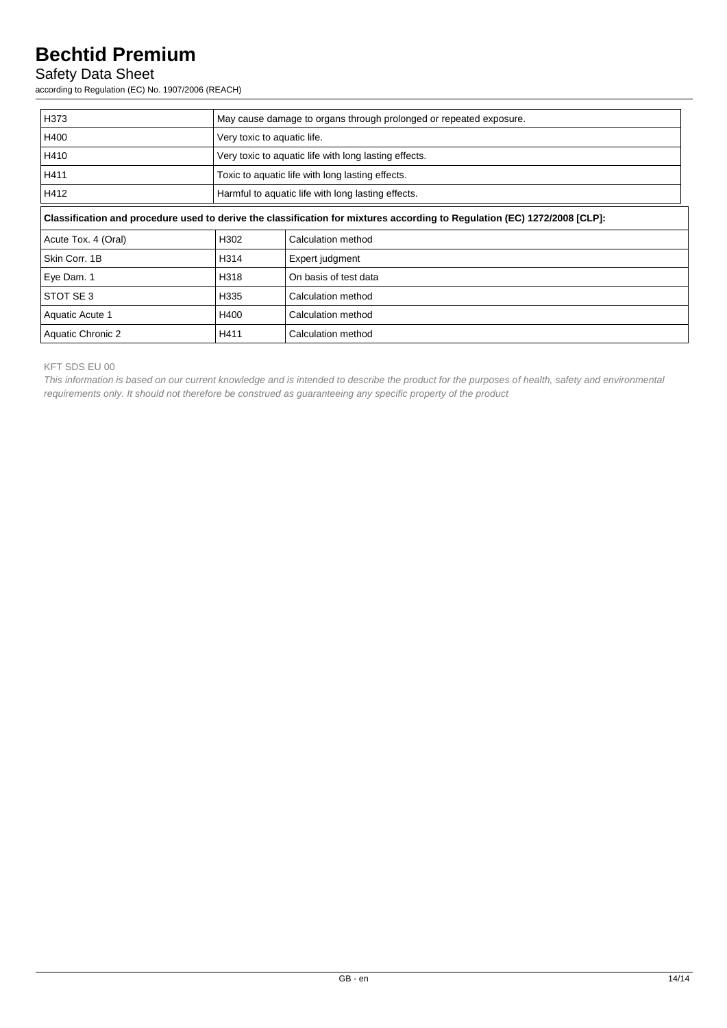| | |
|---|---|
| H373 | May cause damage to organs through prolonged or repeated exposure. |
| H400 | Very toxic to aquatic life. |
| H410 | Very toxic to aquatic life with long lasting effects. |
| H411 | Toxic to aquatic life with long lasting effects. |
| H412 | Harmful to aquatic life with long lasting effects. |

**Classification and procedure used to derive the classification for mixtures according to Regulation (EC) 1272/2008 [CLP]:**

| | | |
|---|---|---|
| Acute Tox. 4 (Oral) | H302 | Calculation method |
| Skin Corr. 1B | H314 | Expert judgment |
| Eye Dam. 1 | H318 | On basis of test data |
| STOT SE 3 | H335 | Calculation method |
| Aquatic Acute 1 | H400 | Calculation method |
| Aquatic Chronic 2 | H411 | Calculation method |

KFT SDS EU 00

*This information is based on our current knowledge and is intended to describe the product for the purposes of health, safety and environmental requirements only. It should not therefore be construed as guaranteeing any specific property of the product*